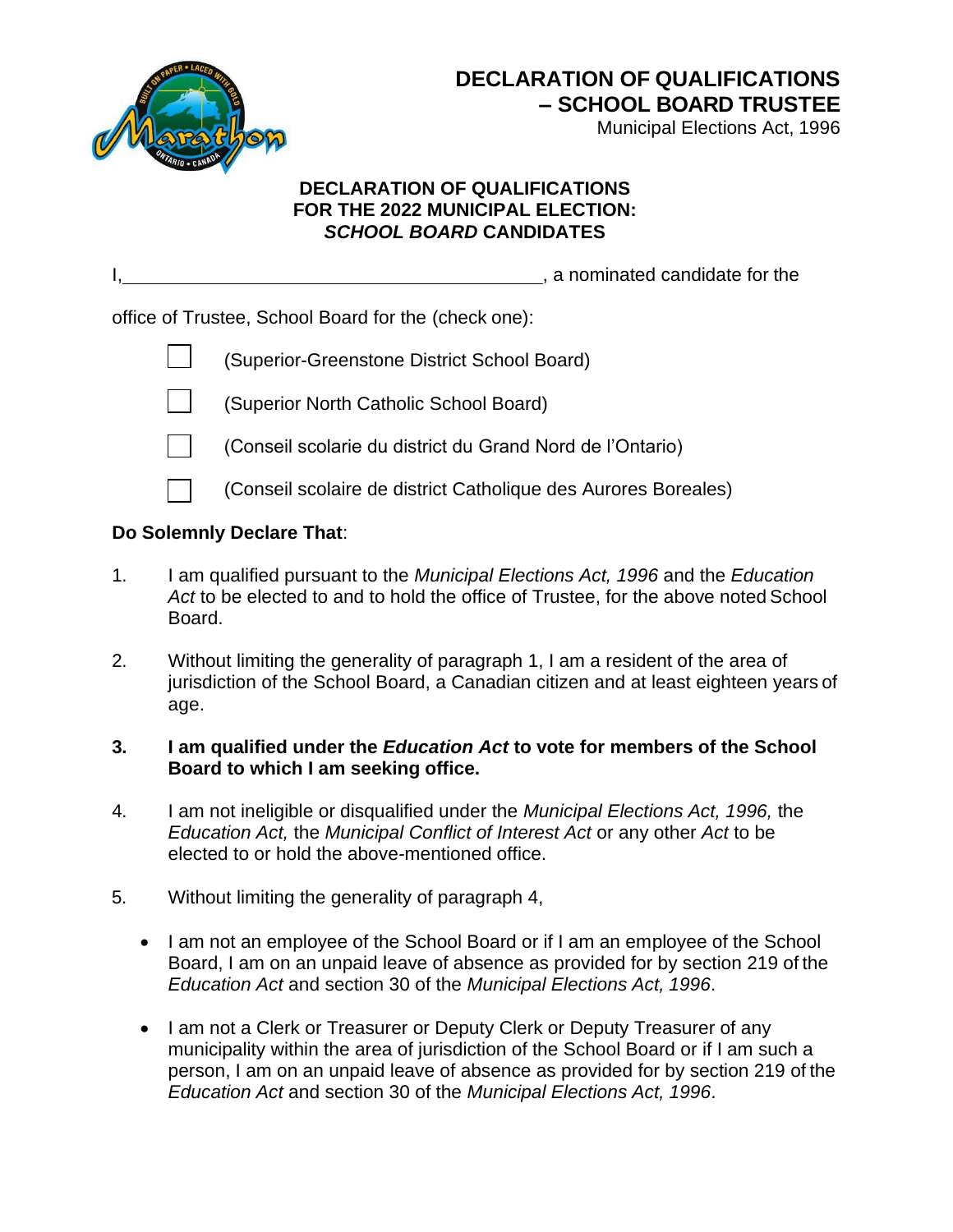# DECLARATION OF QUALIFICATIONS – SCHOOL BOARD TRUSTEE

Municipal Elections Act, 1996

## DECLARATION OF QUALIFICATIONS FOR THE 2022 MUNICIPAL ELECTION: *SCHOOL BOARD* CANDIDATES

I,________________________________________, a nominated candidate for the

office of Trustee, School Board for the (check one):

- ☐ (Superior-Greenstone District School Board)
- ☐ (Superior North Catholic School Board)
- ☐ (Conseil scolarie du district du Grand Nord de l'Ontario)
- ☐ (Conseil scolaire de district Catholique des Aurores Boreales)

**Do Solemnly Declare That**:

1. I am qualified pursuant to the *Municipal Elections Act, 1996* and the *Education Act* to be elected to and to hold the office of Trustee, for the above noted School Board.

2. Without limiting the generality of paragraph 1, I am a resident of the area of jurisdiction of the School Board, a Canadian citizen and at least eighteen years of age.

3. **I am qualified under the *Education Act* to vote for members of the School Board to which I am seeking office.**

4. I am not ineligible or disqualified under the *Municipal Elections Act, 1996,* the *Education Act,* the *Municipal Conflict of Interest Act* or any other *Act* to be elected to or hold the above-mentioned office.

5. Without limiting the generality of paragraph 4,

   - I am not an employee of the School Board or if I am an employee of the School Board, I am on an unpaid leave of absence as provided for by section 219 of the *Education Act* and section 30 of the *Municipal Elections Act, 1996*.

   - I am not a Clerk or Treasurer or Deputy Clerk or Deputy Treasurer of any municipality within the area of jurisdiction of the School Board or if I am such a person, I am on an unpaid leave of absence as provided for by section 219 of the *Education Act* and section 30 of the *Municipal Elections Act, 1996*.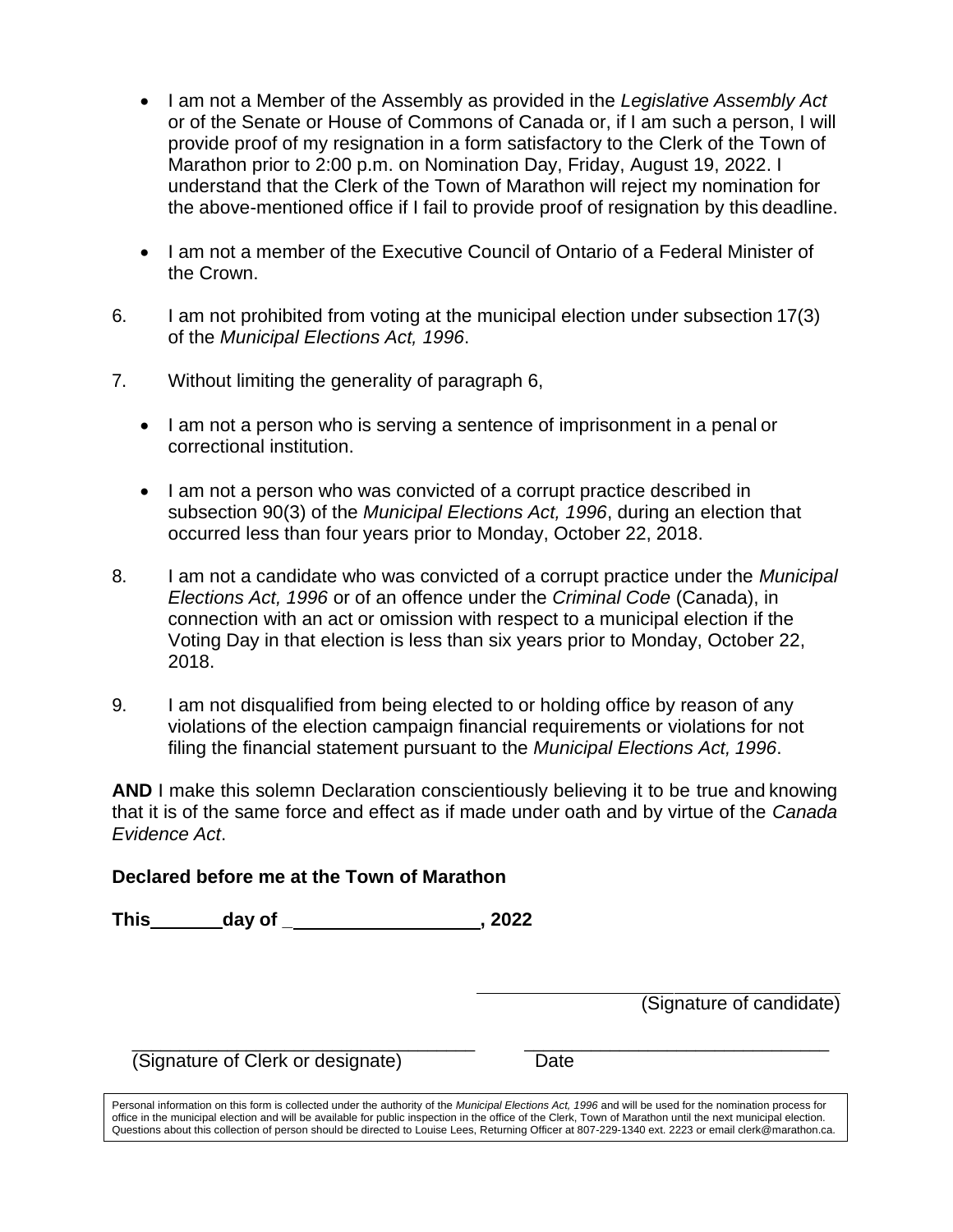- I am not a Member of the Assembly as provided in the *Legislative Assembly Act* or of the Senate or House of Commons of Canada or, if I am such a person, I will provide proof of my resignation in a form satisfactory to the Clerk of the Town of Marathon prior to 2:00 p.m. on Nomination Day, Friday, August 19, 2022. I understand that the Clerk of the Town of Marathon will reject my nomination for the above-mentioned office if I fail to provide proof of resignation by this deadline.

- I am not a member of the Executive Council of Ontario of a Federal Minister of the Crown.

6. I am not prohibited from voting at the municipal election under subsection 17(3) of the *Municipal Elections Act, 1996*.

7. Without limiting the generality of paragraph 6,

   - I am not a person who is serving a sentence of imprisonment in a penal or correctional institution.

   - I am not a person who was convicted of a corrupt practice described in subsection 90(3) of the *Municipal Elections Act, 1996*, during an election that occurred less than four years prior to Monday, October 22, 2018.

8. I am not a candidate who was convicted of a corrupt practice under the *Municipal Elections Act, 1996* or of an offence under the *Criminal Code* (Canada), in connection with an act or omission with respect to a municipal election if the Voting Day in that election is less than six years prior to Monday, October 22, 2018.

9. I am not disqualified from being elected to or holding office by reason of any violations of the election campaign financial requirements or violations for not filing the financial statement pursuant to the *Municipal Elections Act, 1996*.

**AND** I make this solemn Declaration conscientiously believing it to be true and knowing that it is of the same force and effect as if made under oath and by virtue of the *Canada Evidence Act*.

**Declared before me at the Town of Marathon**

**This_______day of __________________, 2022**

_______________________________
(Signature of candidate)

_______________________________
(Signature of Clerk or designate)

_______________________________
Date

Personal information on this form is collected under the authority of the *Municipal Elections Act, 1996* and will be used for the nomination process for office in the municipal election and will be available for public inspection in the office of the Clerk, Town of Marathon until the next municipal election. Questions about this collection of person should be directed to Louise Lees, Returning Officer at 807-229-1340 ext. 2223 or email clerk@marathon.ca.